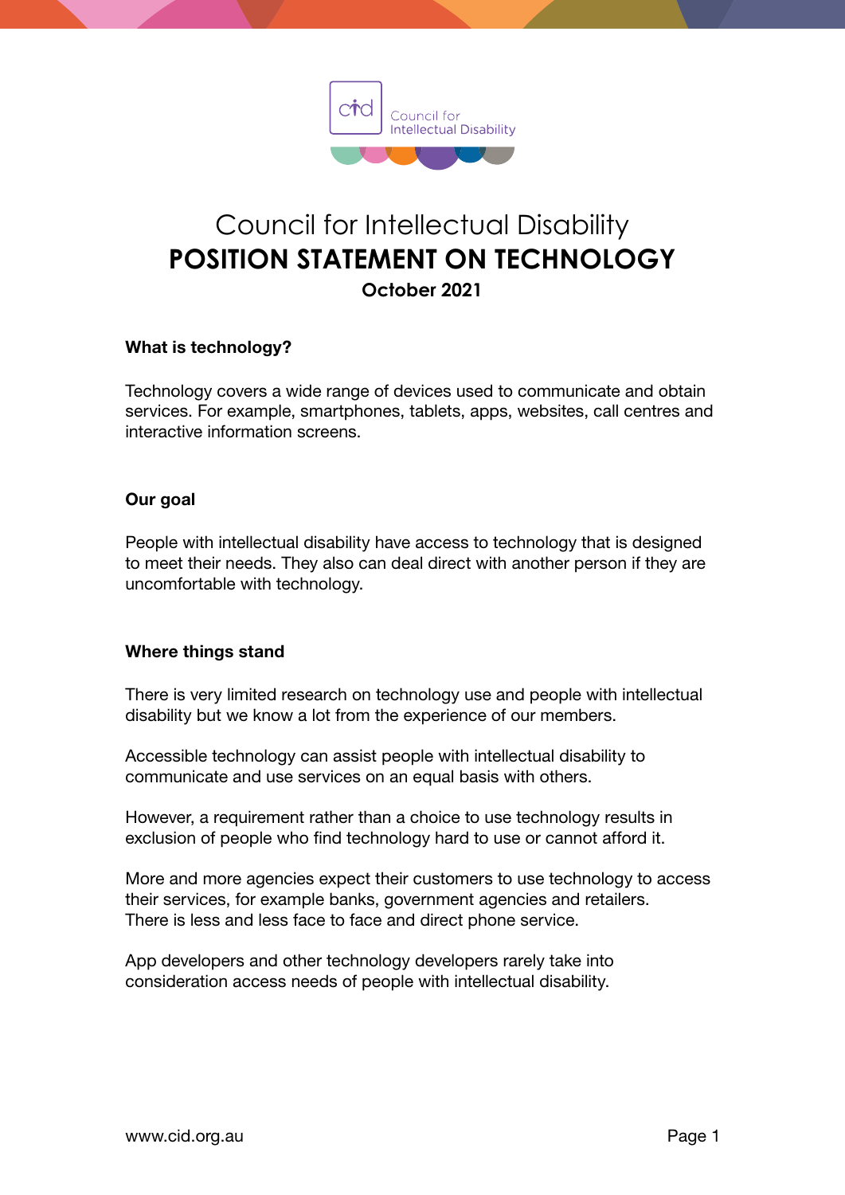# Council for Intellectual Disability
# POSITION STATEMENT ON TECHNOLOGY

**October 2021**

### What is technology?

Technology covers a wide range of devices used to communicate and obtain services. For example, smartphones, tablets, apps, websites, call centres and interactive information screens.

### Our goal

People with intellectual disability have access to technology that is designed to meet their needs. They also can deal direct with another person if they are uncomfortable with technology.

### Where things stand

There is very limited research on technology use and people with intellectual disability but we know a lot from the experience of our members.

Accessible technology can assist people with intellectual disability to communicate and use services on an equal basis with others.

However, a requirement rather than a choice to use technology results in exclusion of people who find technology hard to use or cannot afford it.

More and more agencies expect their customers to use technology to access their services, for example banks, government agencies and retailers.
There is less and less face to face and direct phone service.

App developers and other technology developers rarely take into consideration access needs of people with intellectual disability.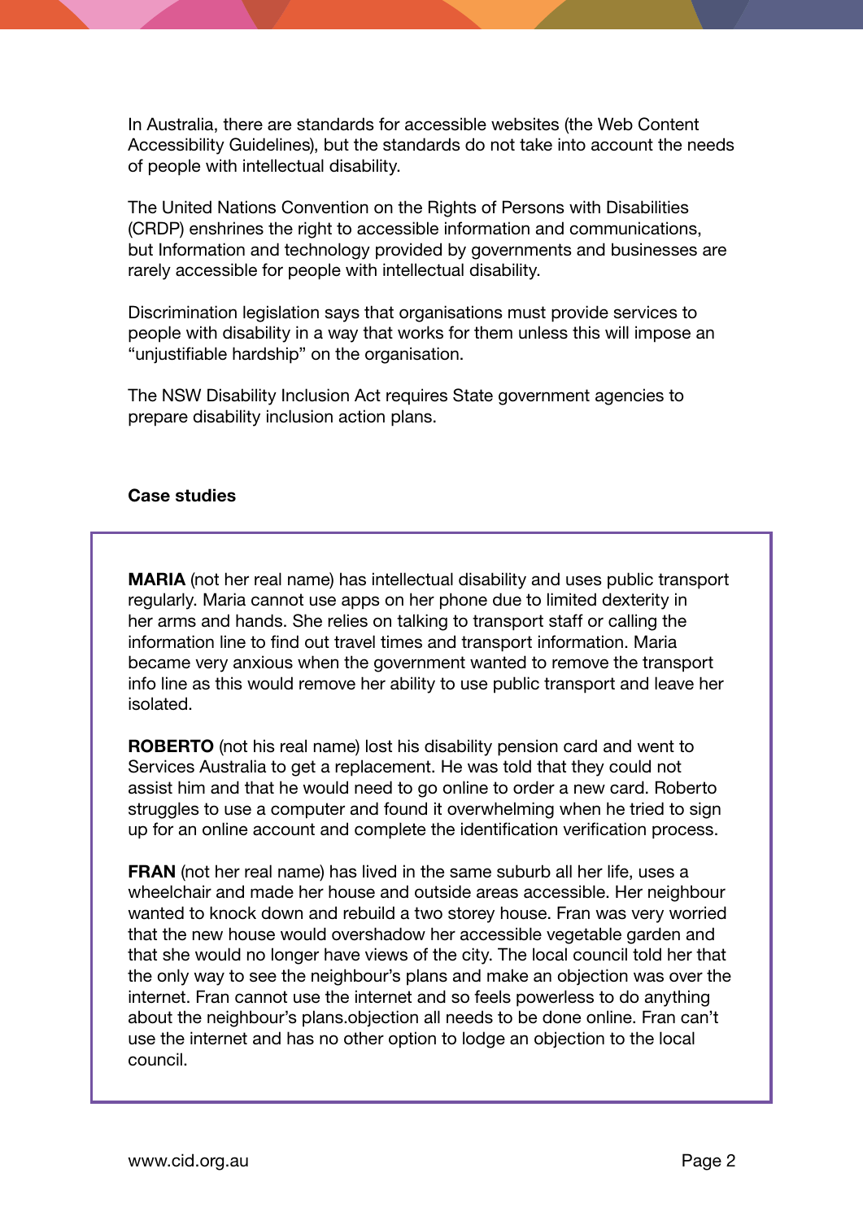In Australia, there are standards for accessible websites (the Web Content Accessibility Guidelines), but the standards do not take into account the needs of people with intellectual disability.

The United Nations Convention on the Rights of Persons with Disabilities (CRDP) enshrines the right to accessible information and communications, but Information and technology provided by governments and businesses are rarely accessible for people with intellectual disability.

Discrimination legislation says that organisations must provide services to people with disability in a way that works for them unless this will impose an "unjustifiable hardship" on the organisation.

The NSW Disability Inclusion Act requires State government agencies to prepare disability inclusion action plans.

**Case studies**

**MARIA** (not her real name) has intellectual disability and uses public transport regularly. Maria cannot use apps on her phone due to limited dexterity in her arms and hands. She relies on talking to transport staff or calling the information line to find out travel times and transport information. Maria became very anxious when the government wanted to remove the transport info line as this would remove her ability to use public transport and leave her isolated.

**ROBERTO** (not his real name) lost his disability pension card and went to Services Australia to get a replacement. He was told that they could not assist him and that he would need to go online to order a new card. Roberto struggles to use a computer and found it overwhelming when he tried to sign up for an online account and complete the identification verification process.

**FRAN** (not her real name) has lived in the same suburb all her life, uses a wheelchair and made her house and outside areas accessible. Her neighbour wanted to knock down and rebuild a two storey house. Fran was very worried that the new house would overshadow her accessible vegetable garden and that she would no longer have views of the city. The local council told her that the only way to see the neighbour's plans and make an objection was over the internet. Fran cannot use the internet and so feels powerless to do anything about the neighbour's plans.objection all needs to be done online. Fran can't use the internet and has no other option to lodge an objection to the local council.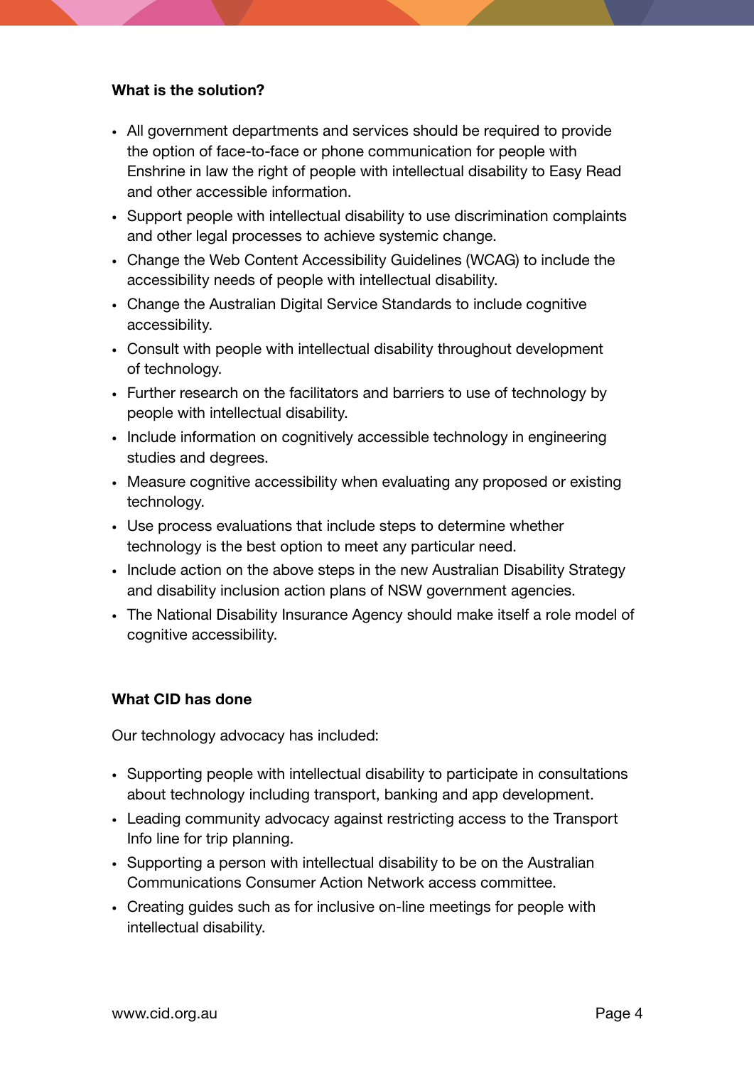**What is the solution?**

- All government departments and services should be required to provide the option of face-to-face or phone communication for people with Enshrine in law the right of people with intellectual disability to Easy Read and other accessible information.
- Support people with intellectual disability to use discrimination complaints and other legal processes to achieve systemic change.
- Change the Web Content Accessibility Guidelines (WCAG) to include the accessibility needs of people with intellectual disability.
- Change the Australian Digital Service Standards to include cognitive accessibility.
- Consult with people with intellectual disability throughout development of technology.
- Further research on the facilitators and barriers to use of technology by people with intellectual disability.
- Include information on cognitively accessible technology in engineering studies and degrees.
- Measure cognitive accessibility when evaluating any proposed or existing technology.
- Use process evaluations that include steps to determine whether technology is the best option to meet any particular need.
- Include action on the above steps in the new Australian Disability Strategy and disability inclusion action plans of NSW government agencies.
- The National Disability Insurance Agency should make itself a role model of cognitive accessibility.

**What CID has done**

Our technology advocacy has included:

- Supporting people with intellectual disability to participate in consultations about technology including transport, banking and app development.
- Leading community advocacy against restricting access to the Transport Info line for trip planning.
- Supporting a person with intellectual disability to be on the Australian Communications Consumer Action Network access committee.
- Creating guides such as for inclusive on-line meetings for people with intellectual disability.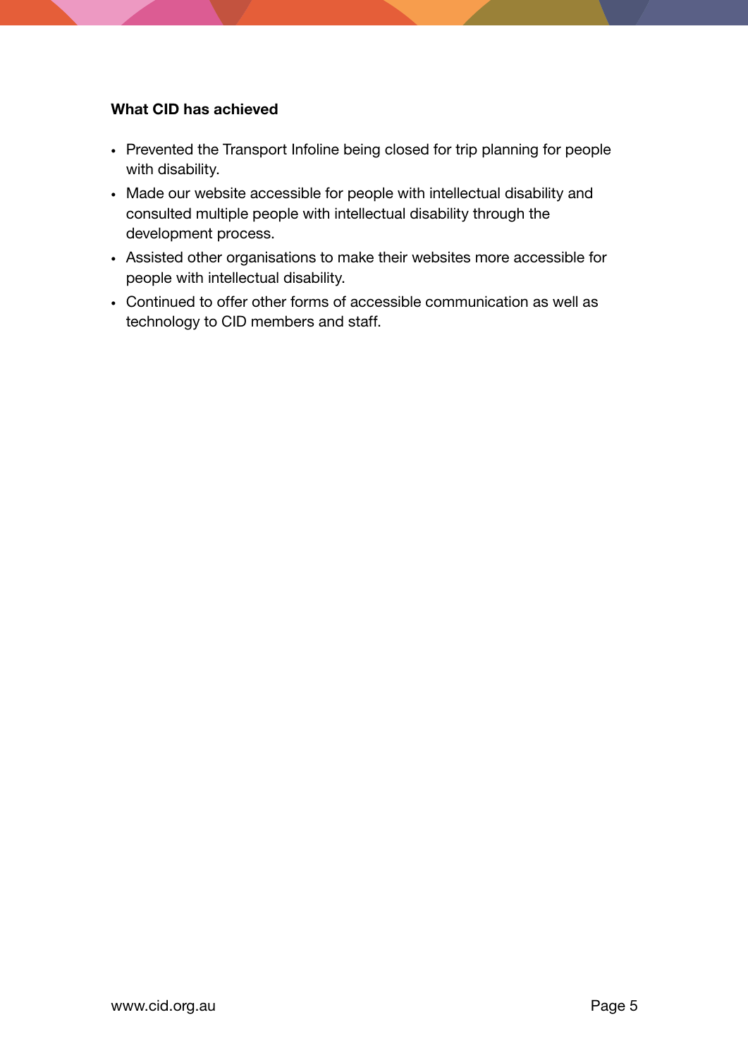**What CID has achieved**

- Prevented the Transport Infoline being closed for trip planning for people with disability.
- Made our website accessible for people with intellectual disability and consulted multiple people with intellectual disability through the development process.
- Assisted other organisations to make their websites more accessible for people with intellectual disability.
- Continued to offer other forms of accessible communication as well as technology to CID members and staff.